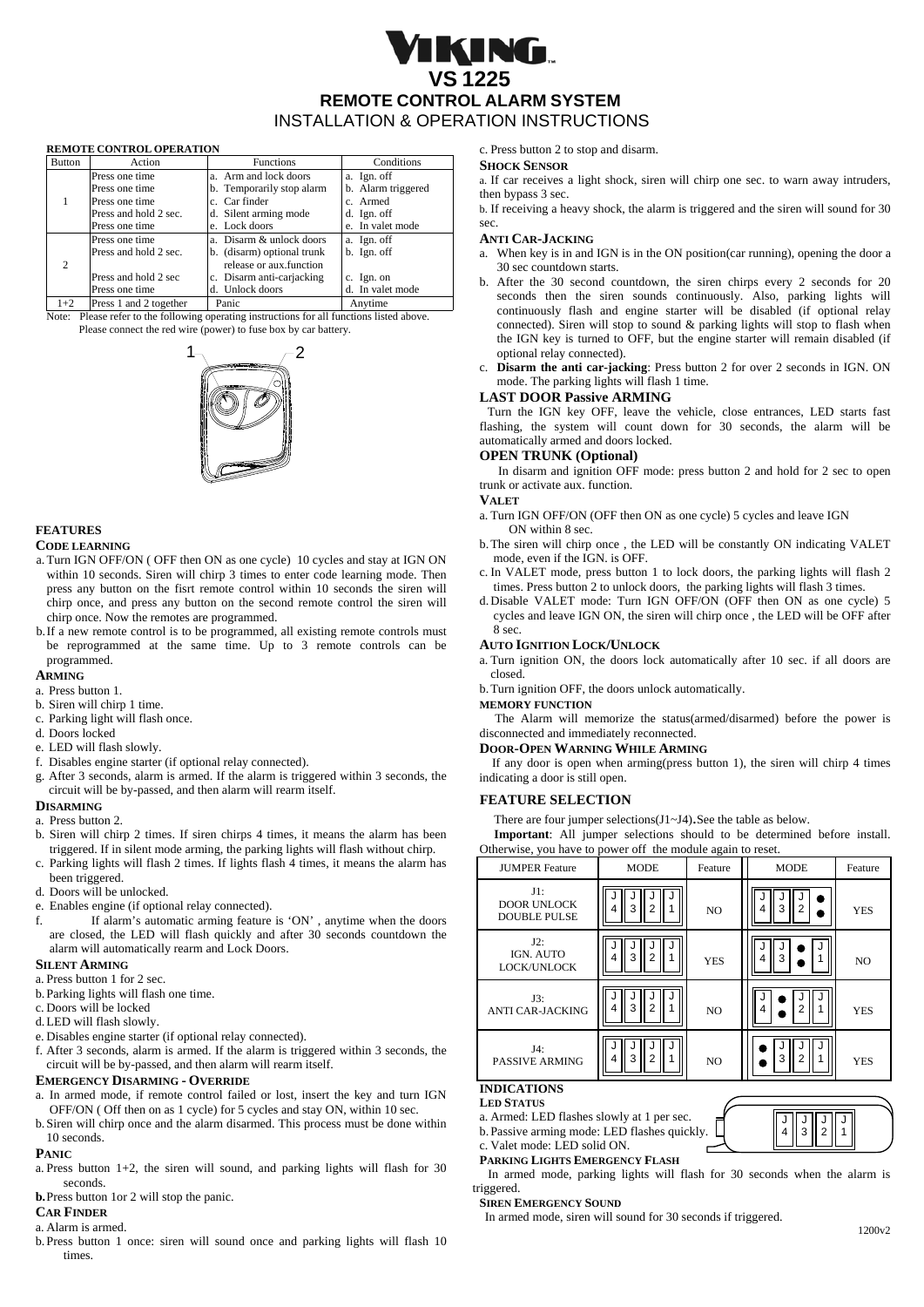# VIKING

## VS 1225

## REMOTE CONTROL ALARM SYSTEM

INSTALLATION & OPERATION INSTRUCTIONS

**REMOTE CONTROL OPERATION**

| Button | Action | Functions | Conditions |
|---|---|---|---|
| 1 | Press one time | a. Arm and lock doors | a. Ign. off |
| | Press one time | b. Temporarily stop alarm | b. Alarm triggered |
| | Press one time | c. Car finder | c. Armed |
| | Press and hold 2 sec. | d. Silent arming mode | d. Ign. off |
| | Press one time | e. Lock doors | e. In valet mode |
| 2 | Press one time | a. Disarm & unlock doors | a. Ign. off |
| | Press and hold 2 sec. | b. (disarm) optional trunk release or aux.function | b. Ign. off |
| | Press and hold 2 sec | c. Disarm anti-carjacking | c. Ign. on |
| | Press one time | d. Unlock doors | d. In valet mode |
| 1+2 | Press 1 and 2 together | Panic | Anytime |

Note: Please refer to the following operating instructions for all functions listed above. Please connect the red wire (power) to fuse box by car battery.

## FEATURES

### CODE LEARNING

a. Turn IGN OFF/ON ( OFF then ON as one cycle) 10 cycles and stay at IGN ON within 10 seconds. Siren will chirp 3 times to enter code learning mode. Then press any button on the fisrt remote control within 10 seconds the siren will chirp once, and press any button on the second remote control the siren will chirp once. Now the remotes are programmed.

b. If a new remote control is to be programmed, all existing remote controls must be reprogrammed at the same time. Up to 3 remote controls can be programmed.

### ARMING

a. Press button 1.
b. Siren will chirp 1 time.
c. Parking light will flash once.
d. Doors locked
e. LED will flash slowly.
f. Disables engine starter (if optional relay connected).
g. After 3 seconds, alarm is armed. If the alarm is triggered within 3 seconds, the circuit will be by-passed, and then alarm will rearm itself.

### DISARMING

a. Press button 2.
b. Siren will chirp 2 times. If siren chirps 4 times, it means the alarm has been triggered. If in silent mode arming, the parking lights will flash without chirp.
c. Parking lights will flash 2 times. If lights flash 4 times, it means the alarm has been triggered.
d. Doors will be unlocked.
e. Enables engine (if optional relay connected).
f. If alarm's automatic arming feature is 'ON' , anytime when the doors are closed, the LED will flash quickly and after 30 seconds countdown the alarm will automatically rearm and Lock Doors.

### SILENT ARMING

a. Press button 1 for 2 sec.
b. Parking lights will flash one time.
c. Doors will be locked
d. LED will flash slowly.
e. Disables engine starter (if optional relay connected).
f. After 3 seconds, alarm is armed. If the alarm is triggered within 3 seconds, the circuit will be by-passed, and then alarm will rearm itself.

### EMERGENCY DISARMING - OVERRIDE

a. In armed mode, if remote control failed or lost, insert the key and turn IGN OFF/ON ( Off then on as 1 cycle) for 5 cycles and stay ON, within 10 sec.
b. Siren will chirp once and the alarm disarmed. This process must be done within 10 seconds.

### PANIC

a. Press button 1+2, the siren will sound, and parking lights will flash for 30 seconds.
**b.** Press button 1or 2 will stop the panic.

### CAR FINDER

a. Alarm is armed.
b. Press button 1 once: siren will sound once and parking lights will flash 10 times.
c. Press button 2 to stop and disarm.

### SHOCK SENSOR

a. If car receives a light shock, siren will chirp one sec. to warn away intruders, then bypass 3 sec.
b. If receiving a heavy shock, the alarm is triggered and the siren will sound for 30 sec.

### ANTI CAR-JACKING

a. When key is in and IGN is in the ON position(car running), opening the door a 30 sec countdown starts.
b. After the 30 second countdown, the siren chirps every 2 seconds for 20 seconds then the siren sounds continuously. Also, parking lights will continuously flash and engine starter will be disabled (if optional relay connected). Siren will stop to sound & parking lights will stop to flash when the IGN key is turned to OFF, but the engine starter will remain disabled (if optional relay connected).
c. **Disarm the anti car-jacking**: Press button 2 for over 2 seconds in IGN. ON mode. The parking lights will flash 1 time.

### LAST DOOR Passive ARMING

Turn the IGN key OFF, leave the vehicle, close entrances, LED starts fast flashing, the system will count down for 30 seconds, the alarm will be automatically armed and doors locked.

### OPEN TRUNK (Optional)

In disarm and ignition OFF mode: press button 2 and hold for 2 sec to open trunk or activate aux. function.

### VALET

a. Turn IGN OFF/ON (OFF then ON as one cycle) 5 cycles and leave IGN ON within 8 sec.
b. The siren will chirp once , the LED will be constantly ON indicating VALET mode, even if the IGN. is OFF.
c. In VALET mode, press button 1 to lock doors, the parking lights will flash 2 times. Press button 2 to unlock doors, the parking lights will flash 3 times.
d. Disable VALET mode: Turn IGN OFF/ON (OFF then ON as one cycle) 5 cycles and leave IGN ON, the siren will chirp once , the LED will be OFF after 8 sec.

### AUTO IGNITION LOCK/UNLOCK

a. Turn ignition ON, the doors lock automatically after 10 sec. if all doors are closed.
b. Turn ignition OFF, the doors unlock automatically.

### MEMORY FUNCTION

The Alarm will memorize the status(armed/disarmed) before the power is disconnected and immediately reconnected.

### DOOR-OPEN WARNING WHILE ARMING

If any door is open when arming(press button 1), the siren will chirp 4 times indicating a door is still open.

## FEATURE SELECTION

There are four jumper selections(J1~J4). See the table as below.

**Important**: All jumper selections should to be determined before install. Otherwise, you have to power off the module again to reset.

| JUMPER Feature | MODE | Feature | MODE | Feature |
|---|---|---|---|---|
| J1: DOOR UNLOCK DOUBLE PULSE | J4 J3 J2 J1 | NO | J4 J3 J2 (J1 cut) | YES |
| J2: IGN. AUTO LOCK/UNLOCK | J4 J3 J2 J1 | YES | J4 J3 J1 (J2 cut) | NO |
| J3: ANTI CAR-JACKING | J4 J3 J2 J1 | NO | J4 J2 J1 (J3 cut) | YES |
| J4: PASSIVE ARMING | J4 J3 J2 J1 | NO | J3 J2 J1 (J4 cut) | YES |

### INDICATIONS

**LED STATUS**

a. Armed: LED flashes slowly at 1 per sec.
b. Passive arming mode: LED flashes quickly.
c. Valet mode: LED solid ON.

**PARKING LIGHTS EMERGENCY FLASH**

In armed mode, parking lights will flash for 30 seconds when the alarm is triggered.

**SIREN EMERGENCY SOUND**

In armed mode, siren will sound for 30 seconds if triggered.

1200v2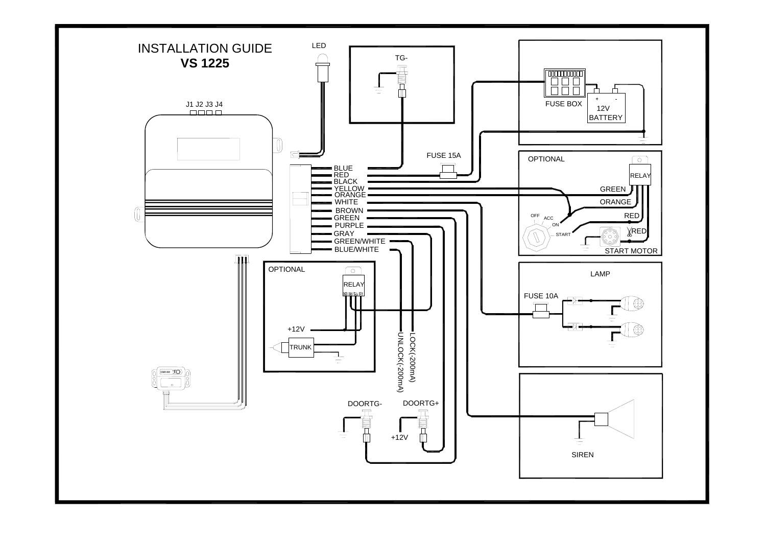# INSTALLATION GUIDE
## VS 1225

LED

TG-

FUSE BOX

12V BATTERY

J1 J2 J3 J4

FUSE 15A

BLUE
RED
BLACK
YELLOW
ORANGE
WHITE
BROWN
GREEN
PURPLE
GRAY
GREEN/WHITE
BLUE/WHITE

OPTIONAL

RELAY

GREEN

ORANGE

RED

RED

OFF ACC ON START

START MOTOR

OPTIONAL

RELAY

+12V

TRUNK

LOCK(-200mA)

UNLOCK(-200mA)

LAMP

FUSE 10A

DOORTG-

DOORTG+

+12V

SIREN